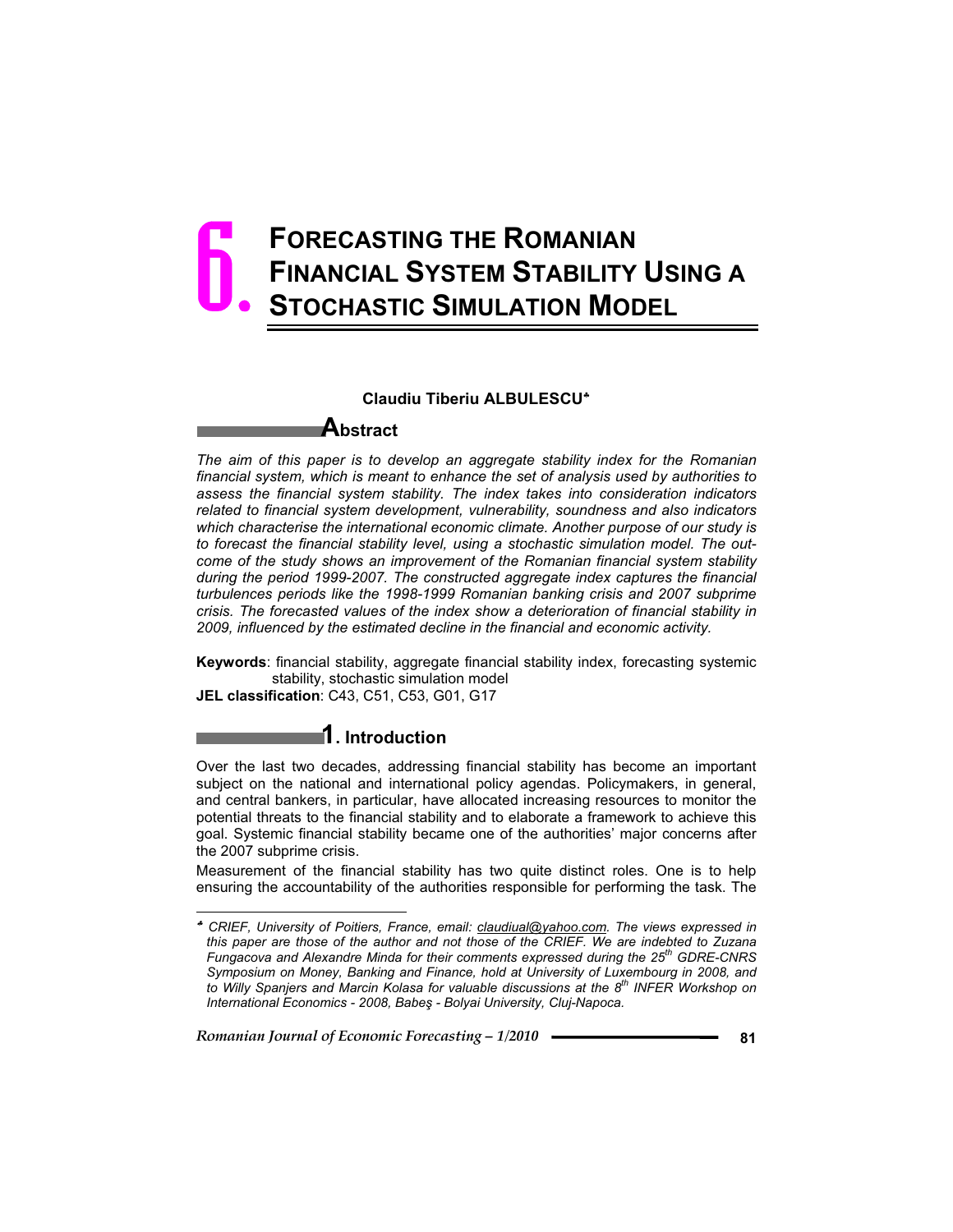# 6. Forecasting the Romanian Financial System Stability Using a Stochastic Simulation Model

**Claudiu Tiberiu ALBULESCU*[*]**

## Abstract

*The aim of this paper is to develop an aggregate stability index for the Romanian financial system, which is meant to enhance the set of analysis used by authorities to assess the financial system stability. The index takes into consideration indicators related to financial system development, vulnerability, soundness and also indicators which characterise the international economic climate. Another purpose of our study is to forecast the financial stability level, using a stochastic simulation model. The outcome of the study shows an improvement of the Romanian financial system stability during the period 1999-2007. The constructed aggregate index captures the financial turbulences periods like the 1998-1999 Romanian banking crisis and 2007 subprime crisis. The forecasted values of the index show a deterioration of financial stability in 2009, influenced by the estimated decline in the financial and economic activity.*

**Keywords**: financial stability, aggregate financial stability index, forecasting systemic stability, stochastic simulation model

**JEL classification**: C43, C51, C53, G01, G17

## 1. Introduction

Over the last two decades, addressing financial stability has become an important subject on the national and international policy agendas. Policymakers, in general, and central bankers, in particular, have allocated increasing resources to monitor the potential threats to the financial stability and to elaborate a framework to achieve this goal. Systemic financial stability became one of the authorities' major concerns after the 2007 subprime crisis.

Measurement of the financial stability has two quite distinct roles. One is to help ensuring the accountability of the authorities responsible for performing the task. The

---

[*] *CRIEF, University of Poitiers, France, email: claudiual@yahoo.com. The views expressed in this paper are those of the author and not those of the CRIEF. We are indebted to Zuzana Fungacova and Alexandre Minda for their comments expressed during the 25th GDRE-CNRS Symposium on Money, Banking and Finance, hold at University of Luxembourg in 2008, and to Willy Spanjers and Marcin Kolasa for valuable discussions at the 8th INFER Workshop on International Economics - 2008, Babeş - Bolyai University, Cluj-Napoca.*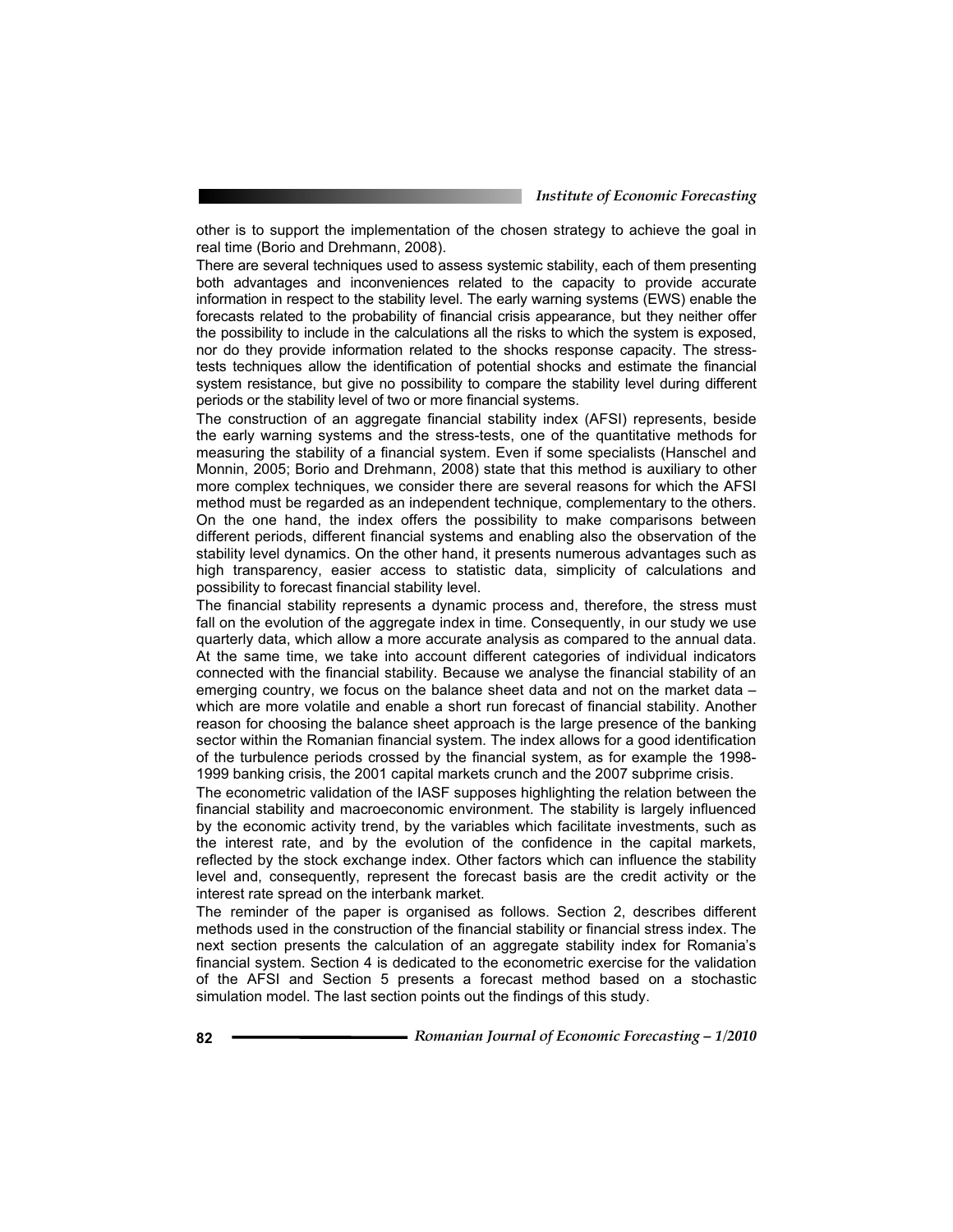other is to support the implementation of the chosen strategy to achieve the goal in real time (Borio and Drehmann, 2008).

There are several techniques used to assess systemic stability, each of them presenting both advantages and inconveniences related to the capacity to provide accurate information in respect to the stability level. The early warning systems (EWS) enable the forecasts related to the probability of financial crisis appearance, but they neither offer the possibility to include in the calculations all the risks to which the system is exposed, nor do they provide information related to the shocks response capacity. The stress-tests techniques allow the identification of potential shocks and estimate the financial system resistance, but give no possibility to compare the stability level during different periods or the stability level of two or more financial systems.

The construction of an aggregate financial stability index (AFSI) represents, beside the early warning systems and the stress-tests, one of the quantitative methods for measuring the stability of a financial system. Even if some specialists (Hanschel and Monnin, 2005; Borio and Drehmann, 2008) state that this method is auxiliary to other more complex techniques, we consider there are several reasons for which the AFSI method must be regarded as an independent technique, complementary to the others. On the one hand, the index offers the possibility to make comparisons between different periods, different financial systems and enabling also the observation of the stability level dynamics. On the other hand, it presents numerous advantages such as high transparency, easier access to statistic data, simplicity of calculations and possibility to forecast financial stability level.

The financial stability represents a dynamic process and, therefore, the stress must fall on the evolution of the aggregate index in time. Consequently, in our study we use quarterly data, which allow a more accurate analysis as compared to the annual data. At the same time, we take into account different categories of individual indicators connected with the financial stability. Because we analyse the financial stability of an emerging country, we focus on the balance sheet data and not on the market data – which are more volatile and enable a short run forecast of financial stability. Another reason for choosing the balance sheet approach is the large presence of the banking sector within the Romanian financial system. The index allows for a good identification of the turbulence periods crossed by the financial system, as for example the 1998-1999 banking crisis, the 2001 capital markets crunch and the 2007 subprime crisis.

The econometric validation of the IASF supposes highlighting the relation between the financial stability and macroeconomic environment. The stability is largely influenced by the economic activity trend, by the variables which facilitate investments, such as the interest rate, and by the evolution of the confidence in the capital markets, reflected by the stock exchange index. Other factors which can influence the stability level and, consequently, represent the forecast basis are the credit activity or the interest rate spread on the interbank market.

The reminder of the paper is organised as follows. Section 2, describes different methods used in the construction of the financial stability or financial stress index. The next section presents the calculation of an aggregate stability index for Romania's financial system. Section 4 is dedicated to the econometric exercise for the validation of the AFSI and Section 5 presents a forecast method based on a stochastic simulation model. The last section points out the findings of this study.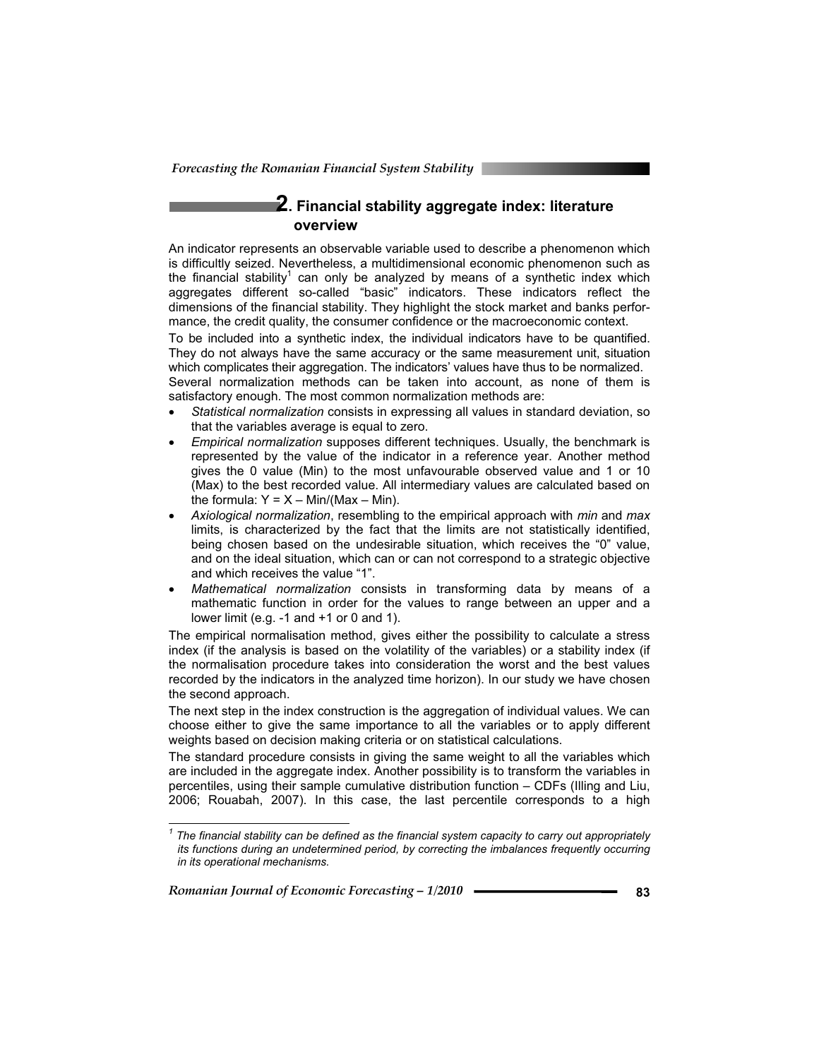## 2. Financial stability aggregate index: literature overview

An indicator represents an observable variable used to describe a phenomenon which is difficultly seized. Nevertheless, a multidimensional economic phenomenon such as the financial stability[1] can only be analyzed by means of a synthetic index which aggregates different so-called "basic" indicators. These indicators reflect the dimensions of the financial stability. They highlight the stock market and banks performance, the credit quality, the consumer confidence or the macroeconomic context.

To be included into a synthetic index, the individual indicators have to be quantified. They do not always have the same accuracy or the same measurement unit, situation which complicates their aggregation. The indicators' values have thus to be normalized.

Several normalization methods can be taken into account, as none of them is satisfactory enough. The most common normalization methods are:

- *Statistical normalization* consists in expressing all values in standard deviation, so that the variables average is equal to zero.
- *Empirical normalization* supposes different techniques. Usually, the benchmark is represented by the value of the indicator in a reference year. Another method gives the 0 value (Min) to the most unfavourable observed value and 1 or 10 (Max) to the best recorded value. All intermediary values are calculated based on the formula: $Y = X – Min/(Max – Min)$.
- *Axiological normalization*, resembling to the empirical approach with *min* and *max* limits, is characterized by the fact that the limits are not statistically identified, being chosen based on the undesirable situation, which receives the "0" value, and on the ideal situation, which can or can not correspond to a strategic objective and which receives the value "1".
- *Mathematical normalization* consists in transforming data by means of a mathematic function in order for the values to range between an upper and a lower limit (e.g. -1 and +1 or 0 and 1).

The empirical normalisation method, gives either the possibility to calculate a stress index (if the analysis is based on the volatility of the variables) or a stability index (if the normalisation procedure takes into consideration the worst and the best values recorded by the indicators in the analyzed time horizon). In our study we have chosen the second approach.

The next step in the index construction is the aggregation of individual values. We can choose either to give the same importance to all the variables or to apply different weights based on decision making criteria or on statistical calculations.

The standard procedure consists in giving the same weight to all the variables which are included in the aggregate index. Another possibility is to transform the variables in percentiles, using their sample cumulative distribution function – CDFs (Illing and Liu, 2006; Rouabah, 2007). In this case, the last percentile corresponds to a high

[1] *The financial stability can be defined as the financial system capacity to carry out appropriately its functions during an undetermined period, by correcting the imbalances frequently occurring in its operational mechanisms.*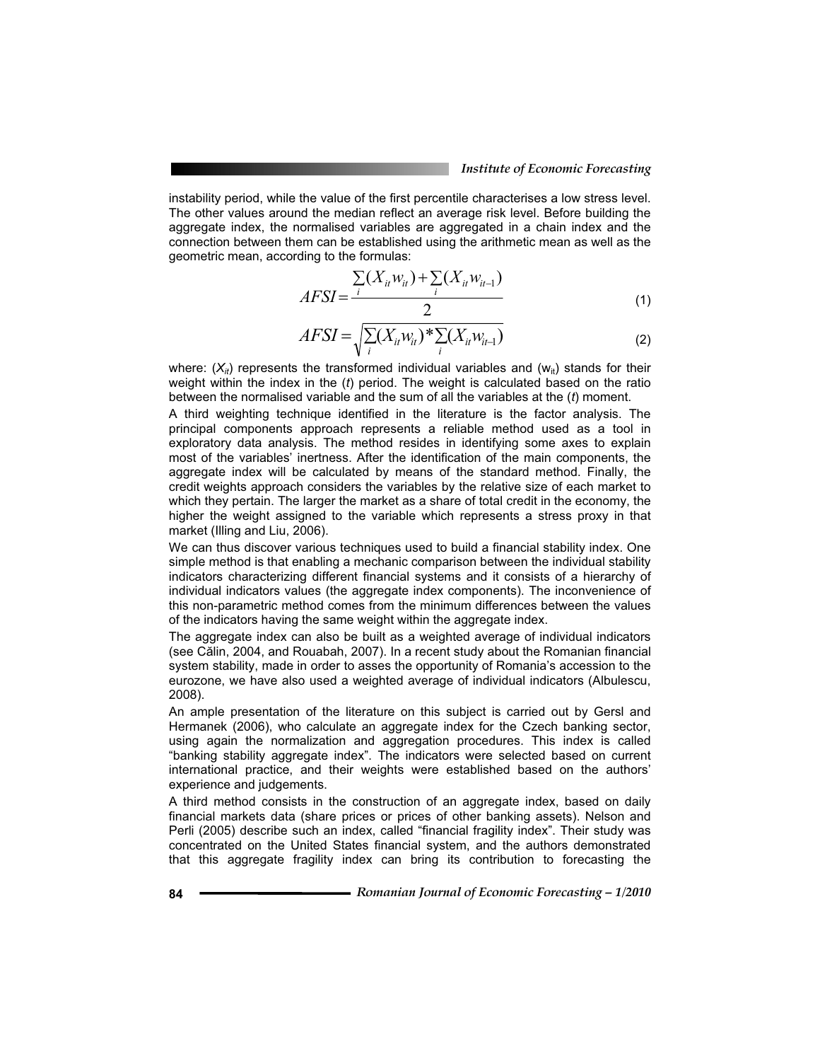instability period, while the value of the first percentile characterises a low stress level. The other values around the median reflect an average risk level. Before building the aggregate index, the normalised variables are aggregated in a chain index and the connection between them can be established using the arithmetic mean as well as the geometric mean, according to the formulas:

$$AFSI = \frac{\sum_i (X_{it} w_{it}) + \sum_i (X_{it} w_{it-1})}{2} \tag{1}$$

$$AFSI = \sqrt{\sum_i (X_{it} w_{it}) * \sum_i (X_{it} w_{it-1})} \tag{2}$$

where: ($X_{it}$) represents the transformed individual variables and ($w_{it}$) stands for their weight within the index in the ($t$) period. The weight is calculated based on the ratio between the normalised variable and the sum of all the variables at the ($t$) moment.

A third weighting technique identified in the literature is the factor analysis. The principal components approach represents a reliable method used as a tool in exploratory data analysis. The method resides in identifying some axes to explain most of the variables' inertness. After the identification of the main components, the aggregate index will be calculated by means of the standard method. Finally, the credit weights approach considers the variables by the relative size of each market to which they pertain. The larger the market as a share of total credit in the economy, the higher the weight assigned to the variable which represents a stress proxy in that market (Illing and Liu, 2006).

We can thus discover various techniques used to build a financial stability index. One simple method is that enabling a mechanic comparison between the individual stability indicators characterizing different financial systems and it consists of a hierarchy of individual indicators values (the aggregate index components). The inconvenience of this non-parametric method comes from the minimum differences between the values of the indicators having the same weight within the aggregate index.

The aggregate index can also be built as a weighted average of individual indicators (see Călin, 2004, and Rouabah, 2007). In a recent study about the Romanian financial system stability, made in order to asses the opportunity of Romania's accession to the eurozone, we have also used a weighted average of individual indicators (Albulescu, 2008).

An ample presentation of the literature on this subject is carried out by Gersl and Hermanek (2006), who calculate an aggregate index for the Czech banking sector, using again the normalization and aggregation procedures. This index is called "banking stability aggregate index". The indicators were selected based on current international practice, and their weights were established based on the authors' experience and judgements.

A third method consists in the construction of an aggregate index, based on daily financial markets data (share prices or prices of other banking assets). Nelson and Perli (2005) describe such an index, called "financial fragility index". Their study was concentrated on the United States financial system, and the authors demonstrated that this aggregate fragility index can bring its contribution to forecasting the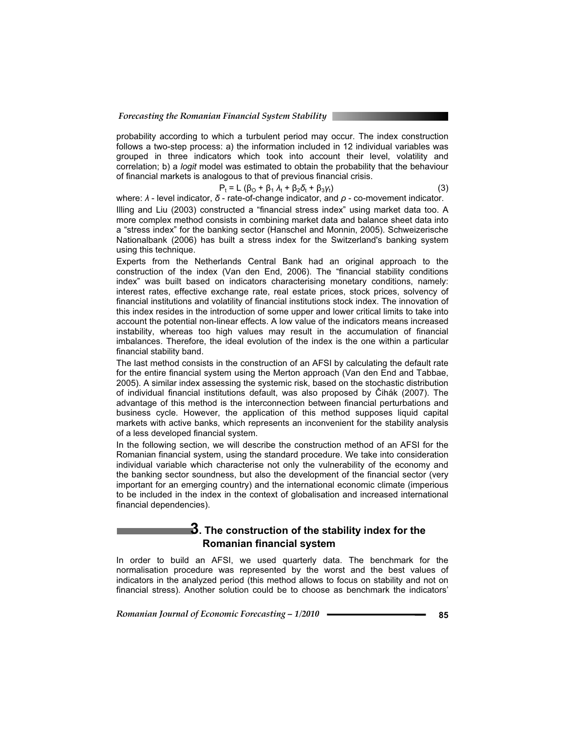probability according to which a turbulent period may occur. The index construction follows a two-step process: a) the information included in 12 individual variables was grouped in three indicators which took into account their level, volatility and correlation; b) a *logit* model was estimated to obtain the probability that the behaviour of financial markets is analogous to that of previous financial crisis.

$$P_t = L\,(\beta_O + \beta_1\,\lambda_t + \beta_2\delta_t + \beta_3\gamma_t) \tag{3}$$

where: $\lambda$ - level indicator, $\delta$ - rate-of-change indicator, and $\rho$ - co-movement indicator.

Illing and Liu (2003) constructed a "financial stress index" using market data too. A more complex method consists in combining market data and balance sheet data into a "stress index" for the banking sector (Hanschel and Monnin, 2005). Schweizerische Nationalbank (2006) has built a stress index for the Switzerland's banking system using this technique.

Experts from the Netherlands Central Bank had an original approach to the construction of the index (Van den End, 2006). The "financial stability conditions index" was built based on indicators characterising monetary conditions, namely: interest rates, effective exchange rate, real estate prices, stock prices, solvency of financial institutions and volatility of financial institutions stock index. The innovation of this index resides in the introduction of some upper and lower critical limits to take into account the potential non-linear effects. A low value of the indicators means increased instability, whereas too high values may result in the accumulation of financial imbalances. Therefore, the ideal evolution of the index is the one within a particular financial stability band.

The last method consists in the construction of an AFSI by calculating the default rate for the entire financial system using the Merton approach (Van den End and Tabbae, 2005). A similar index assessing the systemic risk, based on the stochastic distribution of individual financial institutions default, was also proposed by Čihák (2007). The advantage of this method is the interconnection between financial perturbations and business cycle. However, the application of this method supposes liquid capital markets with active banks, which represents an inconvenient for the stability analysis of a less developed financial system.

In the following section, we will describe the construction method of an AFSI for the Romanian financial system, using the standard procedure. We take into consideration individual variable which characterise not only the vulnerability of the economy and the banking sector soundness, but also the development of the financial sector (very important for an emerging country) and the international economic climate (imperious to be included in the index in the context of globalisation and increased international financial dependencies).

## 3. The construction of the stability index for the Romanian financial system

In order to build an AFSI, we used quarterly data. The benchmark for the normalisation procedure was represented by the worst and the best values of indicators in the analyzed period (this method allows to focus on stability and not on financial stress). Another solution could be to choose as benchmark the indicators'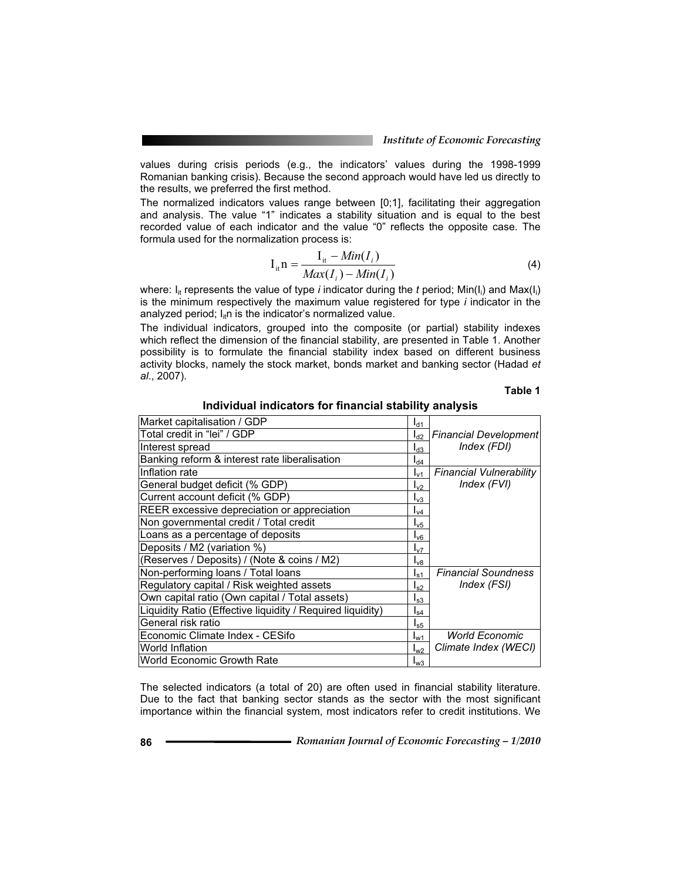values during crisis periods (e.g., the indicators' values during the 1998-1999 Romanian banking crisis). Because the second approach would have led us directly to the results, we preferred the first method.

The normalized indicators values range between [0;1], facilitating their aggregation and analysis. The value "1" indicates a stability situation and is equal to the best recorded value of each indicator and the value "0" reflects the opposite case. The formula used for the normalization process is:

$$\mathrm{I_{it}n} = \frac{\mathrm{I_{it}} - Min(I_i)}{Max(I_i) - Min(I_i)} \tag{4}$$

where: $I_{it}$ represents the value of type *i* indicator during the *t* period; $Min(I_i)$ and $Max(I_i)$ is the minimum respectively the maximum value registered for type *i* indicator in the analyzed period; $I_{it}n$ is the indicator's normalized value.

The individual indicators, grouped into the composite (or partial) stability indexes which reflect the dimension of the financial stability, are presented in Table 1. Another possibility is to formulate the financial stability index based on different business activity blocks, namely the stock market, bonds market and banking sector (Hadad *et al*., 2007).

**Table 1**

**Individual indicators for financial stability analysis**

| Indicator | Symbol | Index |
|---|---|---|
| Market capitalisation / GDP | $I_{d1}$ | *Financial Development Index (FDI)* |
| Total credit in "lei" / GDP | $I_{d2}$ | |
| Interest spread | $I_{d3}$ | |
| Banking reform & interest rate liberalisation | $I_{d4}$ | |
| Inflation rate | $I_{v1}$ | *Financial Vulnerability Index (FVI)* |
| General budget deficit (% GDP) | $I_{v2}$ | |
| Current account deficit (% GDP) | $I_{v3}$ | |
| REER excessive depreciation or appreciation | $I_{v4}$ | |
| Non governmental credit / Total credit | $I_{v5}$ | |
| Loans as a percentage of deposits | $I_{v6}$ | |
| Deposits / M2 (variation %) | $I_{v7}$ | |
| (Reserves / Deposits) / (Note & coins / M2) | $I_{v8}$ | |
| Non-performing loans / Total loans | $I_{s1}$ | *Financial Soundness Index (FSI)* |
| Regulatory capital / Risk weighted assets | $I_{s2}$ | |
| Own capital ratio (Own capital / Total assets) | $I_{s3}$ | |
| Liquidity Ratio (Effective liquidity / Required liquidity) | $I_{s4}$ | |
| General risk ratio | $I_{s5}$ | |
| Economic Climate Index - CESifo | $I_{w1}$ | *World Economic Climate Index (WECI)* |
| World Inflation | $I_{w2}$ | |
| World Economic Growth Rate | $I_{w3}$ | |

The selected indicators (a total of 20) are often used in financial stability literature. Due to the fact that banking sector stands as the sector with the most significant importance within the financial system, most indicators refer to credit institutions. We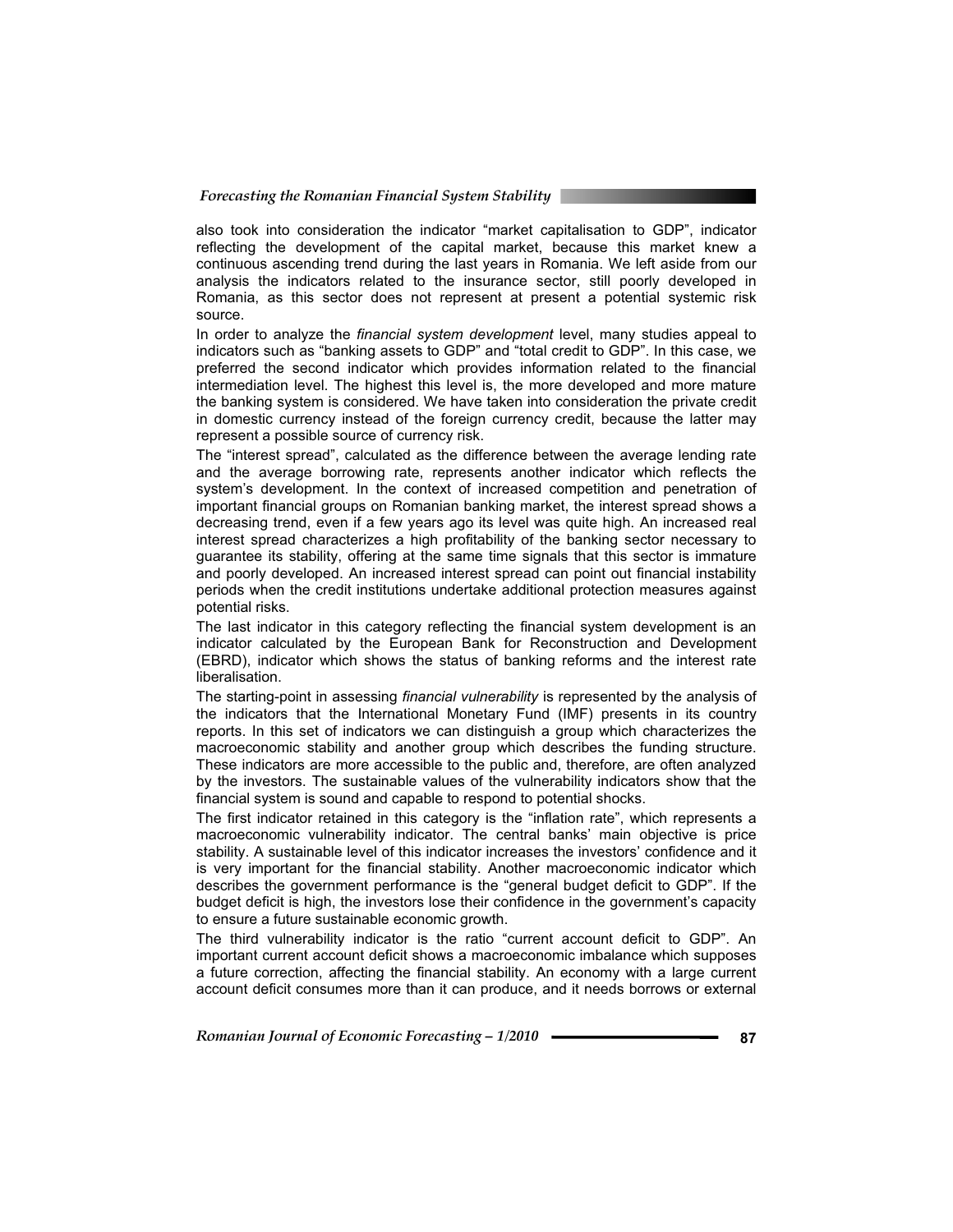also took into consideration the indicator “market capitalisation to GDP”, indicator reflecting the development of the capital market, because this market knew a continuous ascending trend during the last years in Romania. We left aside from our analysis the indicators related to the insurance sector, still poorly developed in Romania, as this sector does not represent at present a potential systemic risk source.

In order to analyze the *financial system development* level, many studies appeal to indicators such as “banking assets to GDP” and “total credit to GDP”. In this case, we preferred the second indicator which provides information related to the financial intermediation level. The highest this level is, the more developed and more mature the banking system is considered. We have taken into consideration the private credit in domestic currency instead of the foreign currency credit, because the latter may represent a possible source of currency risk.

The “interest spread”, calculated as the difference between the average lending rate and the average borrowing rate, represents another indicator which reflects the system’s development. In the context of increased competition and penetration of important financial groups on Romanian banking market, the interest spread shows a decreasing trend, even if a few years ago its level was quite high. An increased real interest spread characterizes a high profitability of the banking sector necessary to guarantee its stability, offering at the same time signals that this sector is immature and poorly developed. An increased interest spread can point out financial instability periods when the credit institutions undertake additional protection measures against potential risks.

The last indicator in this category reflecting the financial system development is an indicator calculated by the European Bank for Reconstruction and Development (EBRD), indicator which shows the status of banking reforms and the interest rate liberalisation.

The starting-point in assessing *financial vulnerability* is represented by the analysis of the indicators that the International Monetary Fund (IMF) presents in its country reports. In this set of indicators we can distinguish a group which characterizes the macroeconomic stability and another group which describes the funding structure. These indicators are more accessible to the public and, therefore, are often analyzed by the investors. The sustainable values of the vulnerability indicators show that the financial system is sound and capable to respond to potential shocks.

The first indicator retained in this category is the “inflation rate”, which represents a macroeconomic vulnerability indicator. The central banks’ main objective is price stability. A sustainable level of this indicator increases the investors’ confidence and it is very important for the financial stability. Another macroeconomic indicator which describes the government performance is the “general budget deficit to GDP”. If the budget deficit is high, the investors lose their confidence in the government’s capacity to ensure a future sustainable economic growth.

The third vulnerability indicator is the ratio “current account deficit to GDP”. An important current account deficit shows a macroeconomic imbalance which supposes a future correction, affecting the financial stability. An economy with a large current account deficit consumes more than it can produce, and it needs borrows or external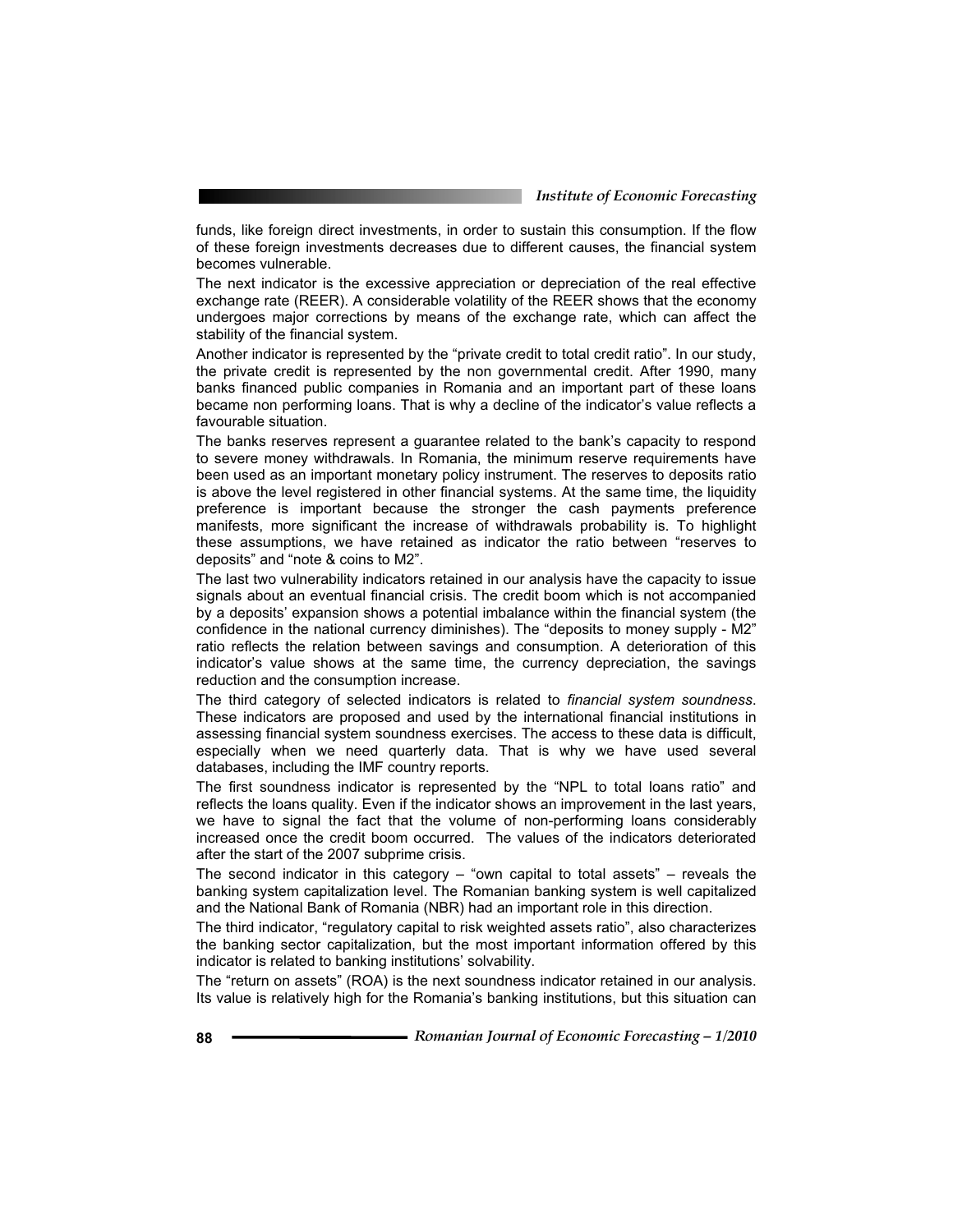funds, like foreign direct investments, in order to sustain this consumption. If the flow of these foreign investments decreases due to different causes, the financial system becomes vulnerable.

The next indicator is the excessive appreciation or depreciation of the real effective exchange rate (REER). A considerable volatility of the REER shows that the economy undergoes major corrections by means of the exchange rate, which can affect the stability of the financial system.

Another indicator is represented by the "private credit to total credit ratio". In our study, the private credit is represented by the non governmental credit. After 1990, many banks financed public companies in Romania and an important part of these loans became non performing loans. That is why a decline of the indicator's value reflects a favourable situation.

The banks reserves represent a guarantee related to the bank's capacity to respond to severe money withdrawals. In Romania, the minimum reserve requirements have been used as an important monetary policy instrument. The reserves to deposits ratio is above the level registered in other financial systems. At the same time, the liquidity preference is important because the stronger the cash payments preference manifests, more significant the increase of withdrawals probability is. To highlight these assumptions, we have retained as indicator the ratio between "reserves to deposits" and "note & coins to M2".

The last two vulnerability indicators retained in our analysis have the capacity to issue signals about an eventual financial crisis. The credit boom which is not accompanied by a deposits' expansion shows a potential imbalance within the financial system (the confidence in the national currency diminishes). The "deposits to money supply - M2" ratio reflects the relation between savings and consumption. A deterioration of this indicator's value shows at the same time, the currency depreciation, the savings reduction and the consumption increase.

The third category of selected indicators is related to *financial system soundness*. These indicators are proposed and used by the international financial institutions in assessing financial system soundness exercises. The access to these data is difficult, especially when we need quarterly data. That is why we have used several databases, including the IMF country reports.

The first soundness indicator is represented by the "NPL to total loans ratio" and reflects the loans quality. Even if the indicator shows an improvement in the last years, we have to signal the fact that the volume of non-performing loans considerably increased once the credit boom occurred. The values of the indicators deteriorated after the start of the 2007 subprime crisis.

The second indicator in this category – "own capital to total assets" – reveals the banking system capitalization level. The Romanian banking system is well capitalized and the National Bank of Romania (NBR) had an important role in this direction.

The third indicator, "regulatory capital to risk weighted assets ratio", also characterizes the banking sector capitalization, but the most important information offered by this indicator is related to banking institutions' solvability.

The "return on assets" (ROA) is the next soundness indicator retained in our analysis. Its value is relatively high for the Romania's banking institutions, but this situation can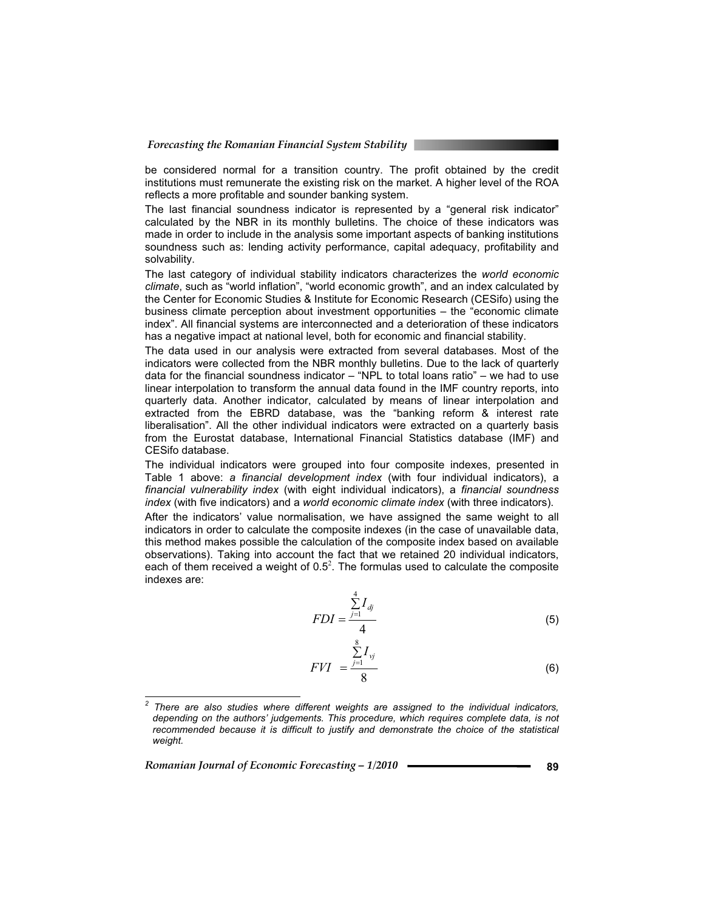be considered normal for a transition country. The profit obtained by the credit institutions must remunerate the existing risk on the market. A higher level of the ROA reflects a more profitable and sounder banking system.

The last financial soundness indicator is represented by a "general risk indicator" calculated by the NBR in its monthly bulletins. The choice of these indicators was made in order to include in the analysis some important aspects of banking institutions soundness such as: lending activity performance, capital adequacy, profitability and solvability.

The last category of individual stability indicators characterizes the *world economic climate*, such as "world inflation", "world economic growth", and an index calculated by the Center for Economic Studies & Institute for Economic Research (CESifo) using the business climate perception about investment opportunities – the "economic climate index". All financial systems are interconnected and a deterioration of these indicators has a negative impact at national level, both for economic and financial stability.

The data used in our analysis were extracted from several databases. Most of the indicators were collected from the NBR monthly bulletins. Due to the lack of quarterly data for the financial soundness indicator – "NPL to total loans ratio" – we had to use linear interpolation to transform the annual data found in the IMF country reports, into quarterly data. Another indicator, calculated by means of linear interpolation and extracted from the EBRD database, was the "banking reform & interest rate liberalisation". All the other individual indicators were extracted on a quarterly basis from the Eurostat database, International Financial Statistics database (IMF) and CESifo database.

The individual indicators were grouped into four composite indexes, presented in Table 1 above: *a financial development index* (with four individual indicators), a *financial vulnerability index* (with eight individual indicators), a *financial soundness index* (with five indicators) and a *world economic climate index* (with three indicators).

After the indicators' value normalisation, we have assigned the same weight to all indicators in order to calculate the composite indexes (in the case of unavailable data, this method makes possible the calculation of the composite index based on available observations). Taking into account the fact that we retained 20 individual indicators, each of them received a weight of 0.5[2]. The formulas used to calculate the composite indexes are:

$$FDI = \frac{\sum_{j=1}^{4} I_{dj}}{4} \tag{5}$$

$$FVI = \frac{\sum_{j=1}^{8} I_{vj}}{8} \tag{6}$$

---

[2] *There are also studies where different weights are assigned to the individual indicators, depending on the authors' judgements. This procedure, which requires complete data, is not recommended because it is difficult to justify and demonstrate the choice of the statistical weight.*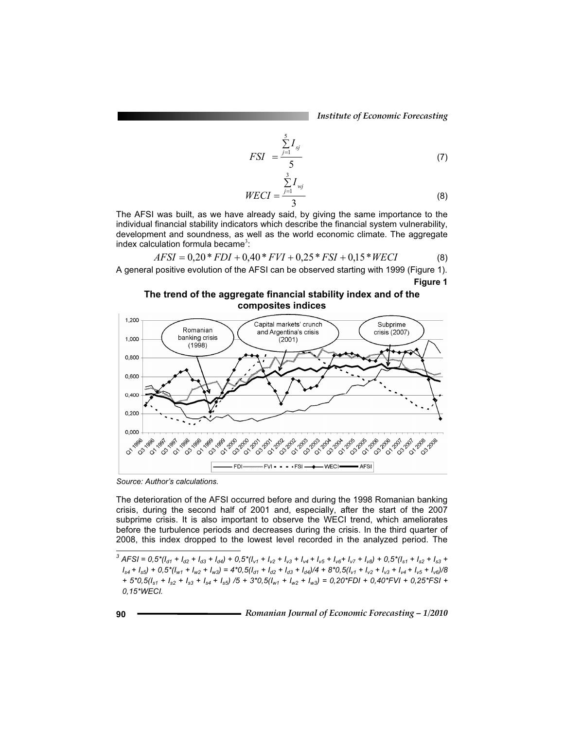$$FSI = \frac{\sum_{j=1}^{5} I_{sj}}{5} \tag{7}$$

$$WECI = \frac{\sum_{j=1}^{3} I_{wj}}{3} \tag{8}$$

The AFSI was built, as we have already said, by giving the same importance to the individual financial stability indicators which describe the financial system vulnerability, development and soundness, as well as the world economic climate. The aggregate index calculation formula became[3]:

$$AFSI = 0{,}20 * FDI + 0{,}40 * FVI + 0{,}25 * FSI + 0{,}15 * WECI \tag{8}$$

A general positive evolution of the AFSI can be observed starting with 1999 (Figure 1).

**Figure 1**

**The trend of the aggregate financial stability index and of the composites indices**

*Source: Author's calculations.*

The deterioration of the AFSI occurred before and during the 1998 Romanian banking crisis, during the second half of 2001 and, especially, after the start of the 2007 subprime crisis. It is also important to observe the WECI trend, which ameliorates before the turbulence periods and decreases during the crisis. In the third quarter of 2008, this index dropped to the lowest level recorded in the analyzed period. The

---

[3] *$AFSI = 0{,}5*(I_{d1} + I_{d2} + I_{d3} + I_{d4}) + 0{,}5*(I_{v1} + I_{v2} + I_{v3} + I_{v4} + I_{v5} + I_{v6} + I_{v7} + I_{v8}) + 0{,}5*(I_{s1} + I_{s2} + I_{s3} + I_{s4} + I_{s5}) + 0{,}5*(I_{w1} + I_{w2} + I_{w3}) = 4*0{,}5(I_{d1} + I_{d2} + I_{d3} + I_{d4})/4 + 8*0{,}5(I_{v1} + I_{v2} + I_{v3} + I_{v4} + I_{v5} + I_{v6})/8 + 5*0{,}5(I_{s1} + I_{s2} + I_{s3} + I_{s4} + I_{s5})/5 + 3*0{,}5(I_{w1} + I_{w2} + I_{w3}) = 0{,}20*FDI + 0{,}40*FVI + 0{,}25*FSI + 0{,}15*WECI$.*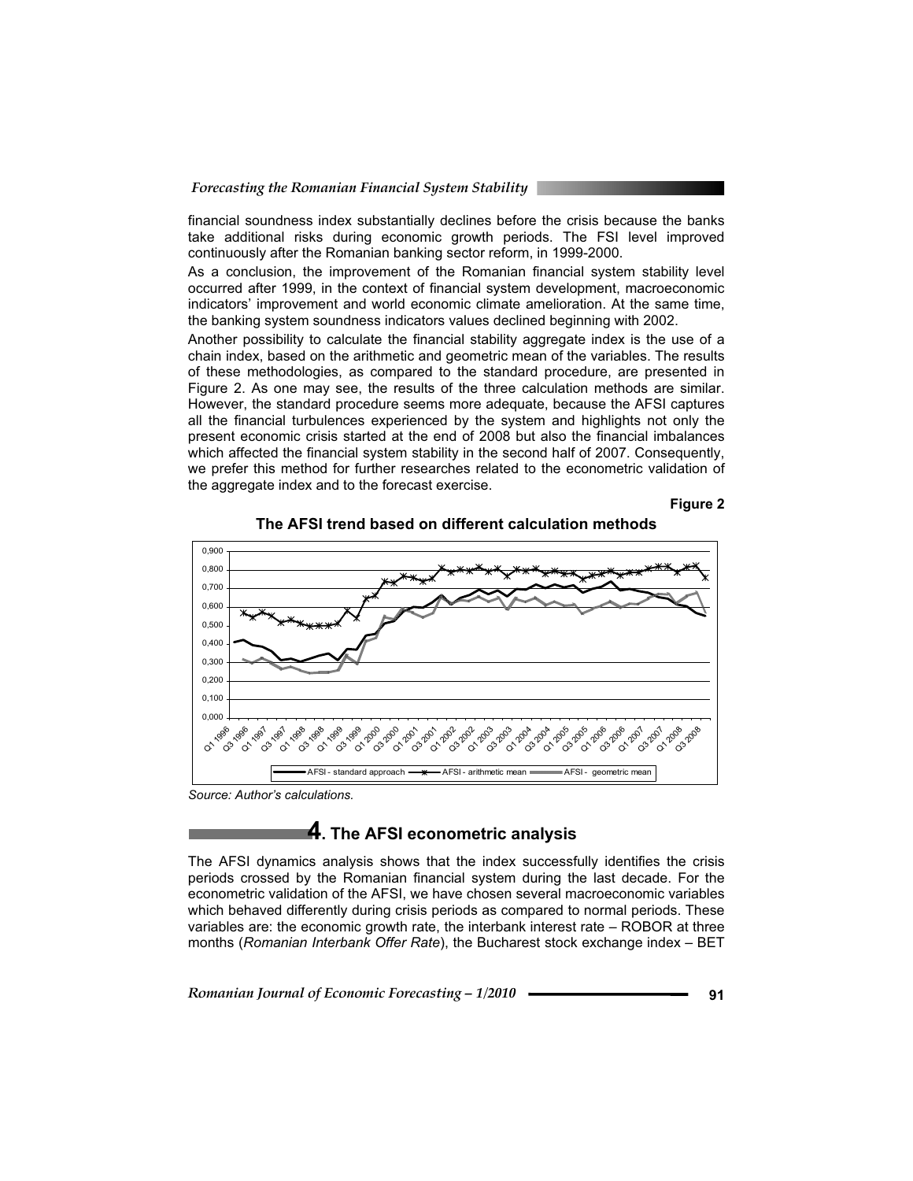financial soundness index substantially declines before the crisis because the banks take additional risks during economic growth periods. The FSI level improved continuously after the Romanian banking sector reform, in 1999-2000.

As a conclusion, the improvement of the Romanian financial system stability level occurred after 1999, in the context of financial system development, macroeconomic indicators' improvement and world economic climate amelioration. At the same time, the banking system soundness indicators values declined beginning with 2002.

Another possibility to calculate the financial stability aggregate index is the use of a chain index, based on the arithmetic and geometric mean of the variables. The results of these methodologies, as compared to the standard procedure, are presented in Figure 2. As one may see, the results of the three calculation methods are similar. However, the standard procedure seems more adequate, because the AFSI captures all the financial turbulences experienced by the system and highlights not only the present economic crisis started at the end of 2008 but also the financial imbalances which affected the financial system stability in the second half of 2007. Consequently, we prefer this method for further researches related to the econometric validation of the aggregate index and to the forecast exercise.

**Figure 2**

**The AFSI trend based on different calculation methods**

*Source: Author's calculations.*

## 4. The AFSI econometric analysis

The AFSI dynamics analysis shows that the index successfully identifies the crisis periods crossed by the Romanian financial system during the last decade. For the econometric validation of the AFSI, we have chosen several macroeconomic variables which behaved differently during crisis periods as compared to normal periods. These variables are: the economic growth rate, the interbank interest rate – ROBOR at three months (*Romanian Interbank Offer Rate*), the Bucharest stock exchange index – BET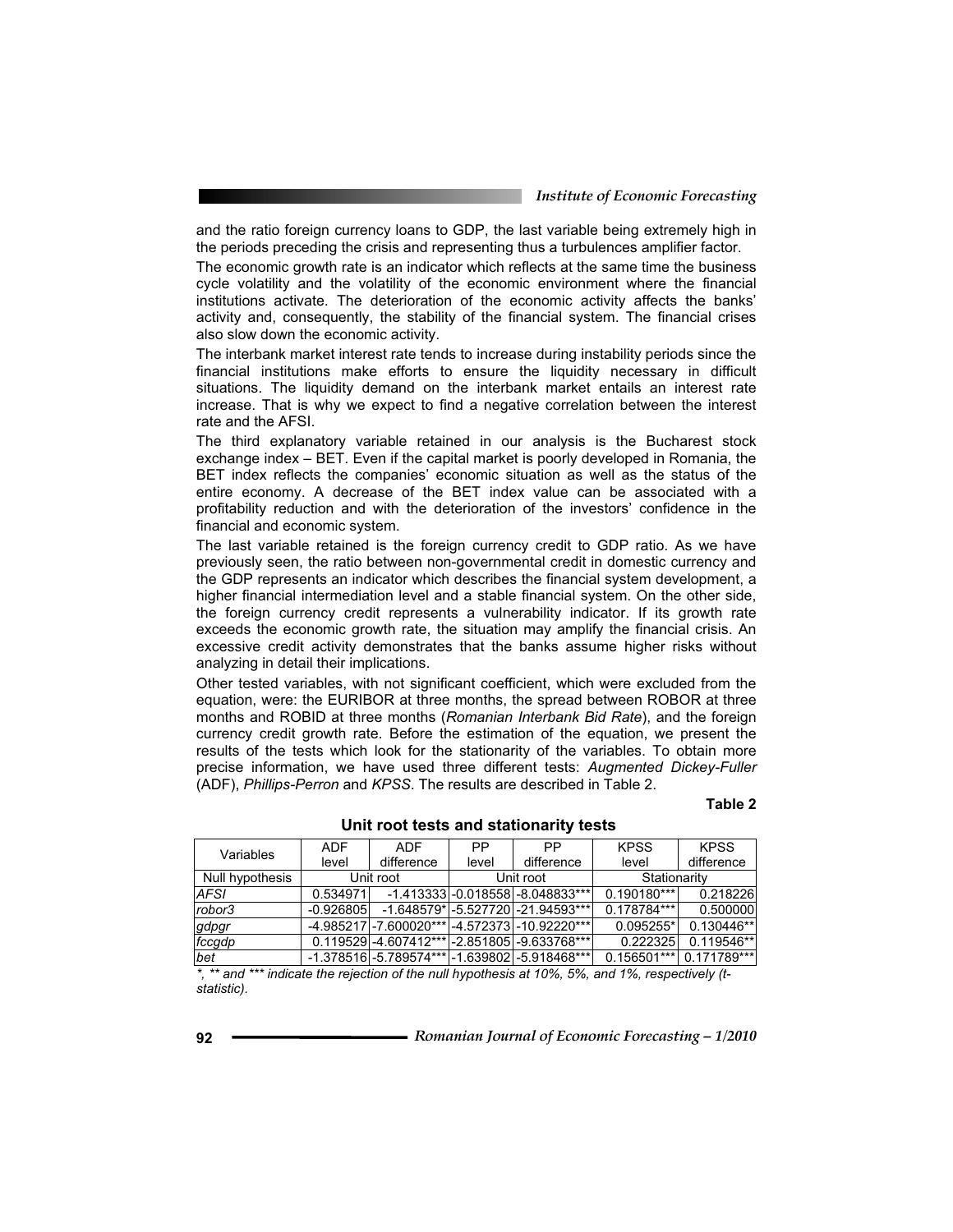and the ratio foreign currency loans to GDP, the last variable being extremely high in the periods preceding the crisis and representing thus a turbulences amplifier factor.

The economic growth rate is an indicator which reflects at the same time the business cycle volatility and the volatility of the economic environment where the financial institutions activate. The deterioration of the economic activity affects the banks' activity and, consequently, the stability of the financial system. The financial crises also slow down the economic activity.

The interbank market interest rate tends to increase during instability periods since the financial institutions make efforts to ensure the liquidity necessary in difficult situations. The liquidity demand on the interbank market entails an interest rate increase. That is why we expect to find a negative correlation between the interest rate and the AFSI.

The third explanatory variable retained in our analysis is the Bucharest stock exchange index – BET. Even if the capital market is poorly developed in Romania, the BET index reflects the companies' economic situation as well as the status of the entire economy. A decrease of the BET index value can be associated with a profitability reduction and with the deterioration of the investors' confidence in the financial and economic system.

The last variable retained is the foreign currency credit to GDP ratio. As we have previously seen, the ratio between non-governmental credit in domestic currency and the GDP represents an indicator which describes the financial system development, a higher financial intermediation level and a stable financial system. On the other side, the foreign currency credit represents a vulnerability indicator. If its growth rate exceeds the economic growth rate, the situation may amplify the financial crisis. An excessive credit activity demonstrates that the banks assume higher risks without analyzing in detail their implications.

Other tested variables, with not significant coefficient, which were excluded from the equation, were: the EURIBOR at three months, the spread between ROBOR at three months and ROBID at three months (*Romanian Interbank Bid Rate*), and the foreign currency credit growth rate. Before the estimation of the equation, we present the results of the tests which look for the stationarity of the variables. To obtain more precise information, we have used three different tests: *Augmented Dickey-Fuller* (ADF), *Phillips-Perron* and *KPSS*. The results are described in Table 2.

**Table 2**

**Unit root tests and stationarity tests**

| Variables | ADF level | ADF difference | PP level | PP difference | KPSS level | KPSS difference |
|---|---|---|---|---|---|---|
| Null hypothesis | Unit root | | Unit root | | Stationarity | |
| *AFSI* | 0.534971 | -1.413333 | -0.018558 | -8.048833*** | 0.190180*** | 0.218226 |
| *robor3* | -0.926805 | -1.648579* | -5.527720 | -21.94593*** | 0.178784*** | 0.500000 |
| *gdpgr* | -4.985217 | -7.600020*** | -4.572373 | -10.92220*** | 0.095255* | 0.130446** |
| *fccgdp* | 0.119529 | -4.607412*** | -2.851805 | -9.633768*** | 0.222325 | 0.119546** |
| *bet* | -1.378516 | -5.789574*** | -1.639802 | -5.918468*** | 0.156501*** | 0.171789*** |

*\*, \*\* and \*\*\* indicate the rejection of the null hypothesis at 10%, 5%, and 1%, respectively (t-statistic).*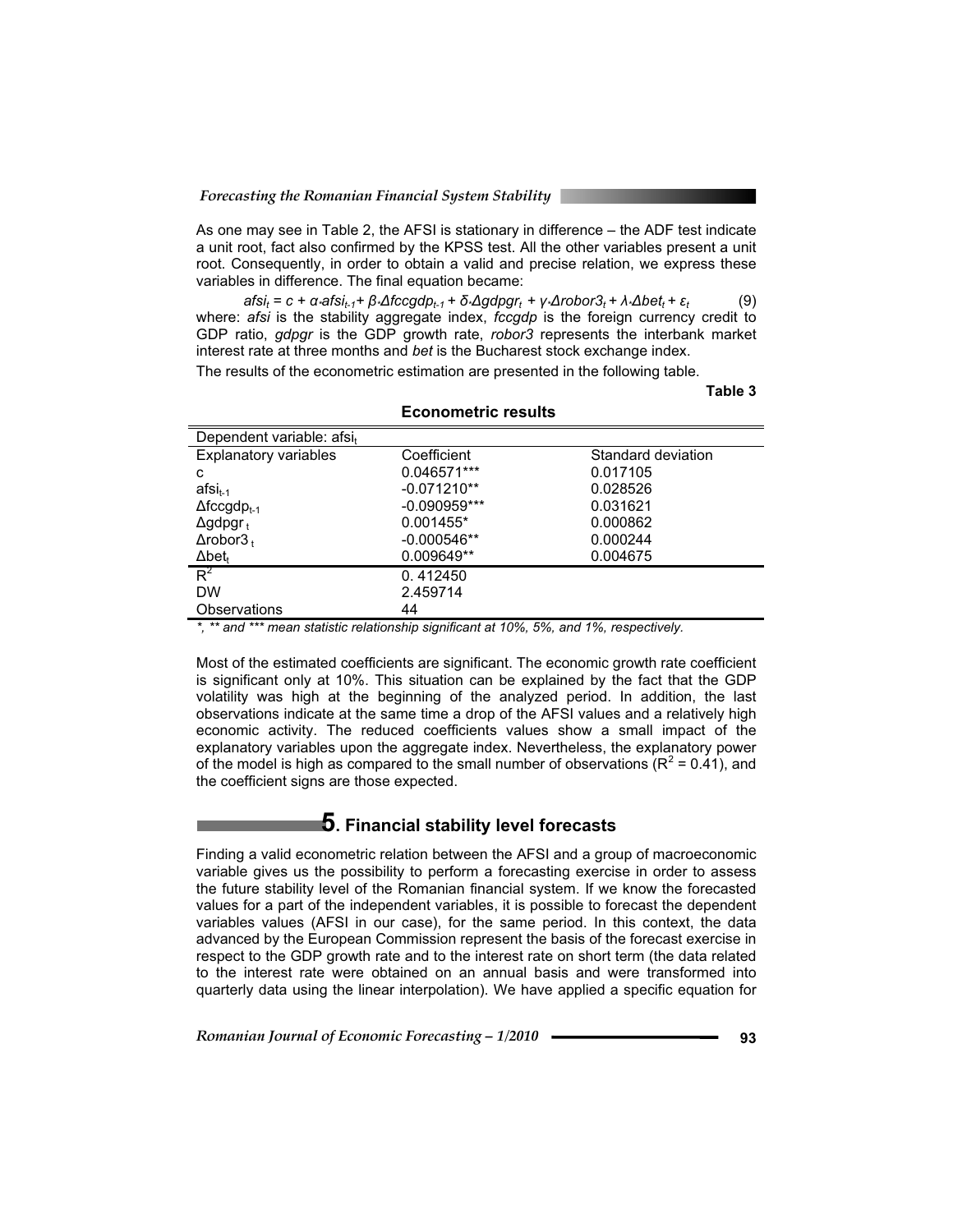As one may see in Table 2, the AFSI is stationary in difference – the ADF test indicate a unit root, fact also confirmed by the KPSS test. All the other variables present a unit root. Consequently, in order to obtain a valid and precise relation, we express these variables in difference. The final equation became:

$$afsi_t = c + \alpha \cdot afsi_{t-1} + \beta \cdot \Delta fccgdp_{t-1} + \delta \cdot \Delta gdpgr_t + \gamma \cdot \Delta robor3_t + \lambda \cdot \Delta bet_t + \varepsilon_t \quad (9)$$

where: *afsi* is the stability aggregate index, *fccgdp* is the foreign currency credit to GDP ratio, *gdpgr* is the GDP growth rate, *robor3* represents the interbank market interest rate at three months and *bet* is the Bucharest stock exchange index.

The results of the econometric estimation are presented in the following table.

**Table 3**

**Econometric results**

| Dependent variable: $afsi_t$ | | |
|---|---|---|
| Explanatory variables | Coefficient | Standard deviation |
| c | 0.046571*** | 0.017105 |
| $afsi_{t-1}$ | -0.071210** | 0.028526 |
| $\Delta fccgdp_{t-1}$ | -0.090959*** | 0.031621 |
| $\Delta gdpgr_t$ | 0.001455* | 0.000862 |
| $\Delta robor3_t$ | -0.000546** | 0.000244 |
| $\Delta bet_t$ | 0.009649** | 0.004675 |
| $R^2$ | 0. 412450 | |
| DW | 2.459714 | |
| Observations | 44 | |

*\*, \*\* and \*\*\* mean statistic relationship significant at 10%, 5%, and 1%, respectively.*

Most of the estimated coefficients are significant. The economic growth rate coefficient is significant only at 10%. This situation can be explained by the fact that the GDP volatility was high at the beginning of the analyzed period. In addition, the last observations indicate at the same time a drop of the AFSI values and a relatively high economic activity. The reduced coefficients values show a small impact of the explanatory variables upon the aggregate index. Nevertheless, the explanatory power of the model is high as compared to the small number of observations ($R^2 = 0.41$), and the coefficient signs are those expected.

## 5. Financial stability level forecasts

Finding a valid econometric relation between the AFSI and a group of macroeconomic variable gives us the possibility to perform a forecasting exercise in order to assess the future stability level of the Romanian financial system. If we know the forecasted values for a part of the independent variables, it is possible to forecast the dependent variables values (AFSI in our case), for the same period. In this context, the data advanced by the European Commission represent the basis of the forecast exercise in respect to the GDP growth rate and to the interest rate on short term (the data related to the interest rate were obtained on an annual basis and were transformed into quarterly data using the linear interpolation). We have applied a specific equation for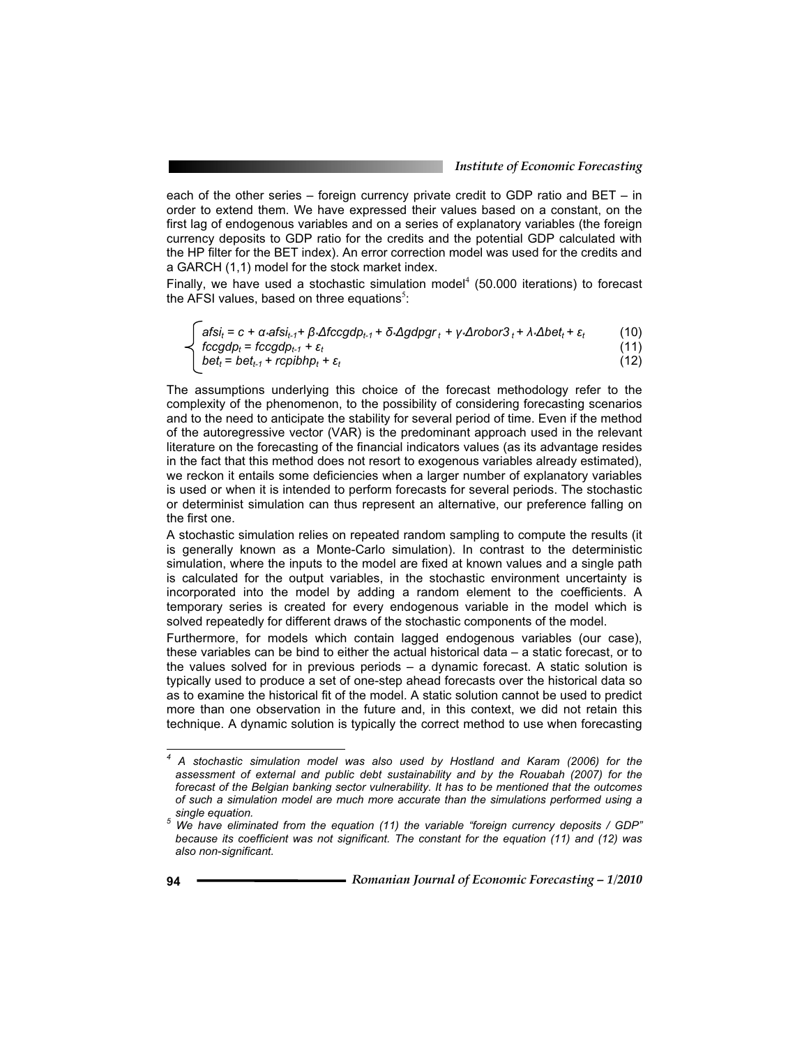each of the other series – foreign currency private credit to GDP ratio and BET – in order to extend them. We have expressed their values based on a constant, on the first lag of endogenous variables and on a series of explanatory variables (the foreign currency deposits to GDP ratio for the credits and the potential GDP calculated with the HP filter for the BET index). An error correction model was used for the credits and a GARCH (1,1) model for the stock market index.

Finally, we have used a stochastic simulation model[4] (50.000 iterations) to forecast the AFSI values, based on three equations[5]:

$$\begin{cases} afsi_t = c + \alpha \cdot afsi_{t-1} + \beta \cdot \Delta fccgdp_{t-1} + \delta \cdot \Delta gdpgr_t + \gamma \cdot \Delta robor3_t + \lambda \cdot \Delta bet_t + \varepsilon_t & (10) \\ fccgdp_t = fccgdp_{t-1} + \varepsilon_t & (11) \\ bet_t = bet_{t-1} + rcpibhp_t + \varepsilon_t & (12) \end{cases}$$

The assumptions underlying this choice of the forecast methodology refer to the complexity of the phenomenon, to the possibility of considering forecasting scenarios and to the need to anticipate the stability for several period of time. Even if the method of the autoregressive vector (VAR) is the predominant approach used in the relevant literature on the forecasting of the financial indicators values (as its advantage resides in the fact that this method does not resort to exogenous variables already estimated), we reckon it entails some deficiencies when a larger number of explanatory variables is used or when it is intended to perform forecasts for several periods. The stochastic or determinist simulation can thus represent an alternative, our preference falling on the first one.

A stochastic simulation relies on repeated random sampling to compute the results (it is generally known as a Monte-Carlo simulation). In contrast to the deterministic simulation, where the inputs to the model are fixed at known values and a single path is calculated for the output variables, in the stochastic environment uncertainty is incorporated into the model by adding a random element to the coefficients. A temporary series is created for every endogenous variable in the model which is solved repeatedly for different draws of the stochastic components of the model.

Furthermore, for models which contain lagged endogenous variables (our case), these variables can be bind to either the actual historical data – a static forecast, or to the values solved for in previous periods – a dynamic forecast. A static solution is typically used to produce a set of one-step ahead forecasts over the historical data so as to examine the historical fit of the model. A static solution cannot be used to predict more than one observation in the future and, in this context, we did not retain this technique. A dynamic solution is typically the correct method to use when forecasting

---

*[4] A stochastic simulation model was also used by Hostland and Karam (2006) for the assessment of external and public debt sustainability and by the Rouabah (2007) for the forecast of the Belgian banking sector vulnerability. It has to be mentioned that the outcomes of such a simulation model are much more accurate than the simulations performed using a single equation.*

*[5] We have eliminated from the equation (11) the variable "foreign currency deposits / GDP" because its coefficient was not significant. The constant for the equation (11) and (12) was also non-significant.*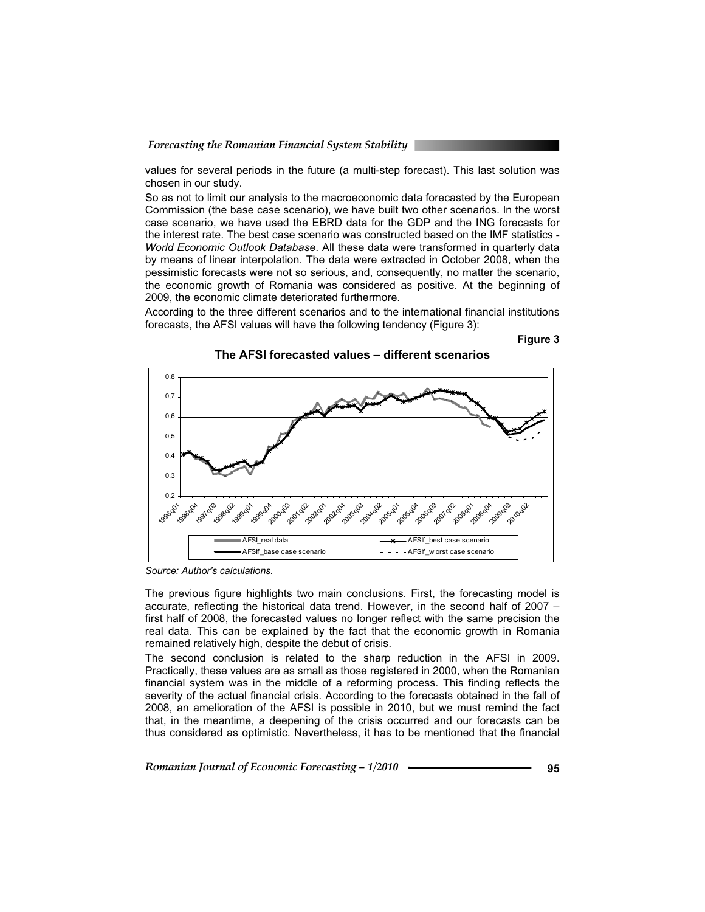values for several periods in the future (a multi-step forecast). This last solution was chosen in our study.

So as not to limit our analysis to the macroeconomic data forecasted by the European Commission (the base case scenario), we have built two other scenarios. In the worst case scenario, we have used the EBRD data for the GDP and the ING forecasts for the interest rate. The best case scenario was constructed based on the IMF statistics - *World Economic Outlook Database*. All these data were transformed in quarterly data by means of linear interpolation. The data were extracted in October 2008, when the pessimistic forecasts were not so serious, and, consequently, no matter the scenario, the economic growth of Romania was considered as positive. At the beginning of 2009, the economic climate deteriorated furthermore.

According to the three different scenarios and to the international financial institutions forecasts, the AFSI values will have the following tendency (Figure 3):

**Figure 3**

**The AFSI forecasted values – different scenarios**

*Source: Author's calculations.*

The previous figure highlights two main conclusions. First, the forecasting model is accurate, reflecting the historical data trend. However, in the second half of 2007 – first half of 2008, the forecasted values no longer reflect with the same precision the real data. This can be explained by the fact that the economic growth in Romania remained relatively high, despite the debut of crisis.

The second conclusion is related to the sharp reduction in the AFSI in 2009. Practically, these values are as small as those registered in 2000, when the Romanian financial system was in the middle of a reforming process. This finding reflects the severity of the actual financial crisis. According to the forecasts obtained in the fall of 2008, an amelioration of the AFSI is possible in 2010, but we must remind the fact that, in the meantime, a deepening of the crisis occurred and our forecasts can be thus considered as optimistic. Nevertheless, it has to be mentioned that the financial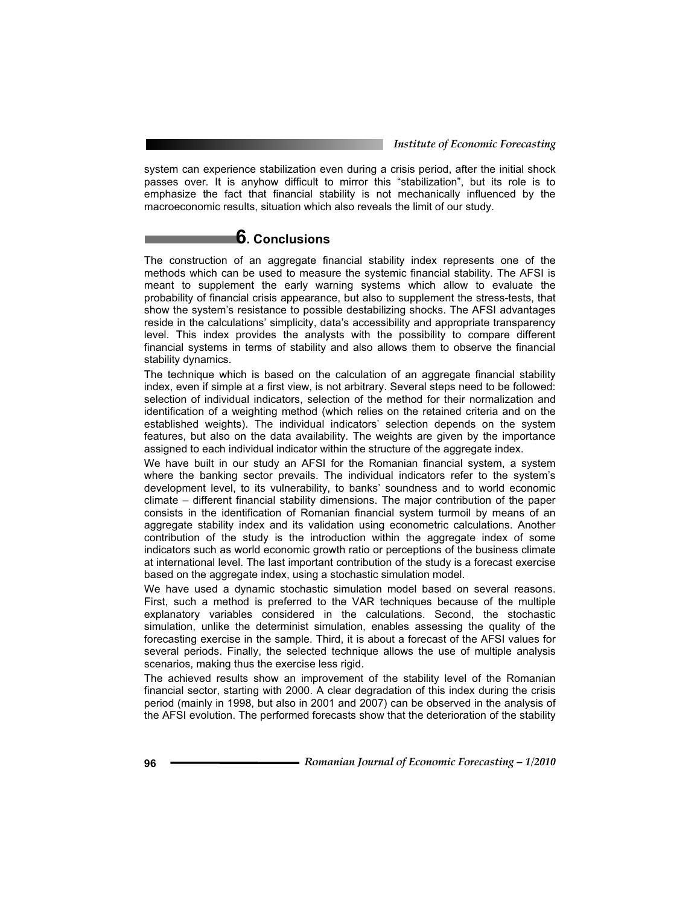system can experience stabilization even during a crisis period, after the initial shock passes over. It is anyhow difficult to mirror this "stabilization", but its role is to emphasize the fact that financial stability is not mechanically influenced by the macroeconomic results, situation which also reveals the limit of our study.

## 6. Conclusions

The construction of an aggregate financial stability index represents one of the methods which can be used to measure the systemic financial stability. The AFSI is meant to supplement the early warning systems which allow to evaluate the probability of financial crisis appearance, but also to supplement the stress-tests, that show the system's resistance to possible destabilizing shocks. The AFSI advantages reside in the calculations' simplicity, data's accessibility and appropriate transparency level. This index provides the analysts with the possibility to compare different financial systems in terms of stability and also allows them to observe the financial stability dynamics.

The technique which is based on the calculation of an aggregate financial stability index, even if simple at a first view, is not arbitrary. Several steps need to be followed: selection of individual indicators, selection of the method for their normalization and identification of a weighting method (which relies on the retained criteria and on the established weights). The individual indicators' selection depends on the system features, but also on the data availability. The weights are given by the importance assigned to each individual indicator within the structure of the aggregate index.

We have built in our study an AFSI for the Romanian financial system, a system where the banking sector prevails. The individual indicators refer to the system's development level, to its vulnerability, to banks' soundness and to world economic climate – different financial stability dimensions. The major contribution of the paper consists in the identification of Romanian financial system turmoil by means of an aggregate stability index and its validation using econometric calculations. Another contribution of the study is the introduction within the aggregate index of some indicators such as world economic growth ratio or perceptions of the business climate at international level. The last important contribution of the study is a forecast exercise based on the aggregate index, using a stochastic simulation model.

We have used a dynamic stochastic simulation model based on several reasons. First, such a method is preferred to the VAR techniques because of the multiple explanatory variables considered in the calculations. Second, the stochastic simulation, unlike the determinist simulation, enables assessing the quality of the forecasting exercise in the sample. Third, it is about a forecast of the AFSI values for several periods. Finally, the selected technique allows the use of multiple analysis scenarios, making thus the exercise less rigid.

The achieved results show an improvement of the stability level of the Romanian financial sector, starting with 2000. A clear degradation of this index during the crisis period (mainly in 1998, but also in 2001 and 2007) can be observed in the analysis of the AFSI evolution. The performed forecasts show that the deterioration of the stability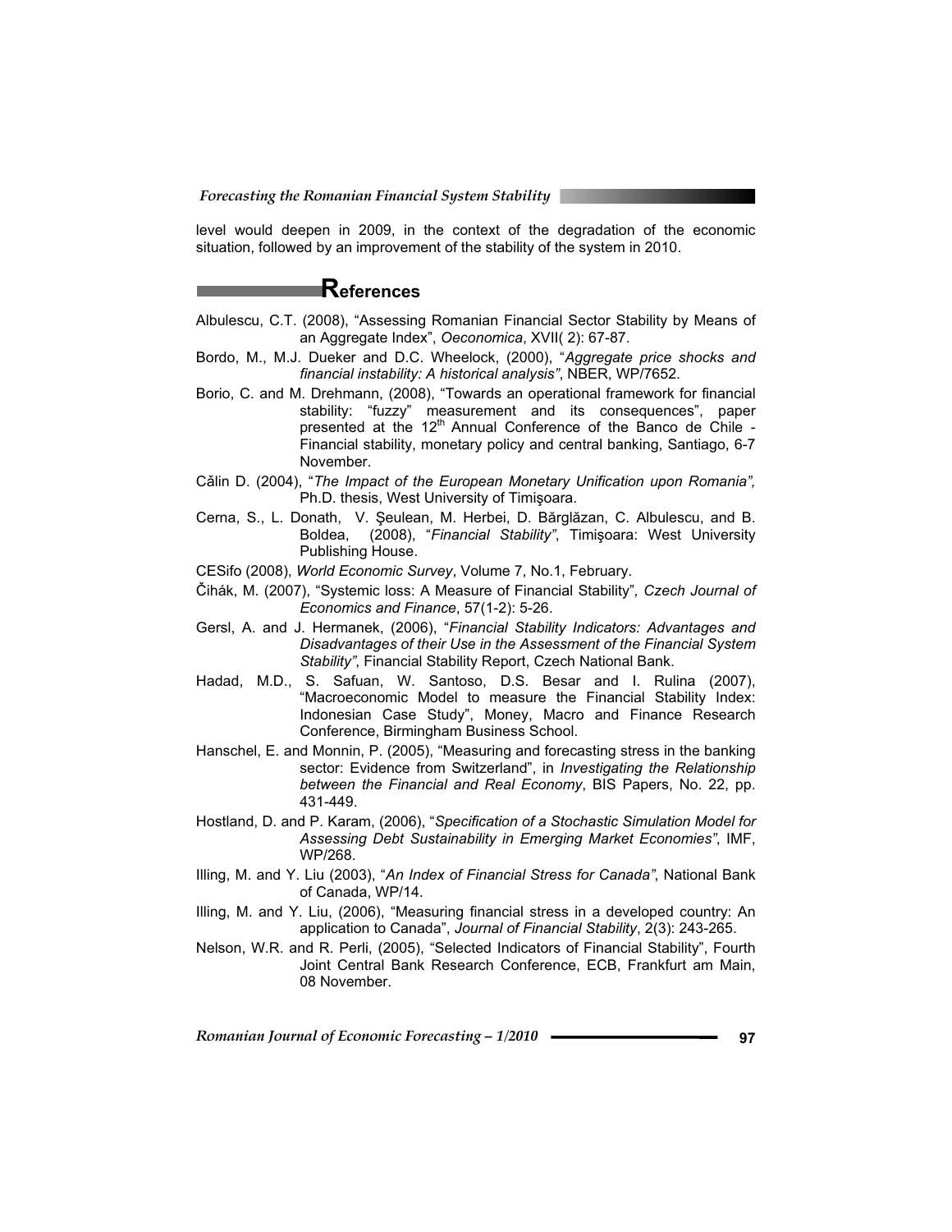level would deepen in 2009, in the context of the degradation of the economic situation, followed by an improvement of the stability of the system in 2010.

## References

Albulescu, C.T. (2008), "Assessing Romanian Financial Sector Stability by Means of an Aggregate Index", *Oeconomica*, XVII( 2): 67-87.

Bordo, M., M.J. Dueker and D.C. Wheelock, (2000), "*Aggregate price shocks and financial instability: A historical analysis"*, NBER, WP/7652.

Borio, C. and M. Drehmann, (2008), "Towards an operational framework for financial stability: "fuzzy" measurement and its consequences", paper presented at the 12th Annual Conference of the Banco de Chile - Financial stability, monetary policy and central banking, Santiago, 6-7 November.

Călin D. (2004), "*The Impact of the European Monetary Unification upon Romania",* Ph.D. thesis, West University of Timişoara.

Cerna, S., L. Donath, V. Şeulean, M. Herbei, D. Bărglăzan, C. Albulescu, and B. Boldea, (2008), "*Financial Stability"*, Timişoara: West University Publishing House.

CESifo (2008), *World Economic Survey*, Volume 7, No.1, February.

Čihák, M. (2007), "Systemic loss: A Measure of Financial Stability"*, Czech Journal of Economics and Finance*, 57(1-2): 5-26.

Gersl, A. and J. Hermanek, (2006), "*Financial Stability Indicators: Advantages and Disadvantages of their Use in the Assessment of the Financial System Stability"*, Financial Stability Report, Czech National Bank.

Hadad, M.D., S. Safuan, W. Santoso, D.S. Besar and I. Rulina (2007), "Macroeconomic Model to measure the Financial Stability Index: Indonesian Case Study", Money, Macro and Finance Research Conference, Birmingham Business School.

Hanschel, E. and Monnin, P. (2005), "Measuring and forecasting stress in the banking sector: Evidence from Switzerland", in *Investigating the Relationship between the Financial and Real Economy*, BIS Papers, No. 22, pp. 431-449.

Hostland, D. and P. Karam, (2006), "*Specification of a Stochastic Simulation Model for Assessing Debt Sustainability in Emerging Market Economies"*, IMF, WP/268.

Illing, M. and Y. Liu (2003), "*An Index of Financial Stress for Canada"*, National Bank of Canada, WP/14.

Illing, M. and Y. Liu, (2006), "Measuring financial stress in a developed country: An application to Canada", *Journal of Financial Stability*, 2(3): 243-265.

Nelson, W.R. and R. Perli, (2005), "Selected Indicators of Financial Stability", Fourth Joint Central Bank Research Conference, ECB, Frankfurt am Main, 08 November.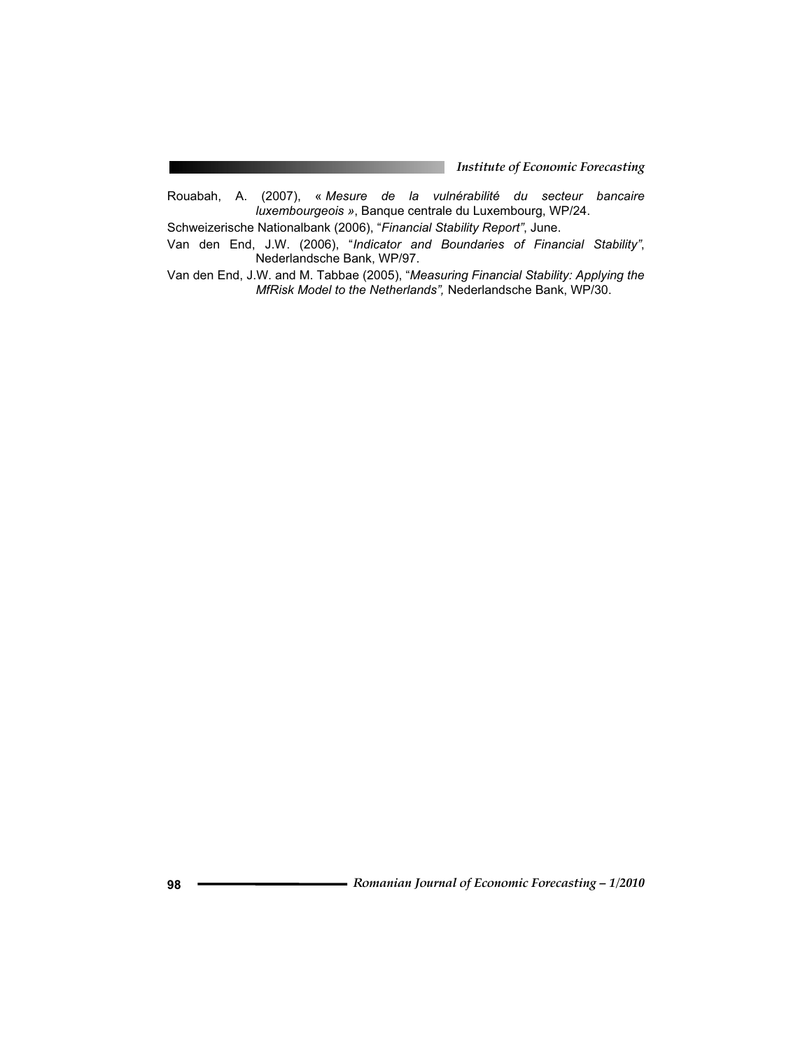Rouabah, A. (2007), « *Mesure de la vulnérabilité du secteur bancaire luxembourgeois »*, Banque centrale du Luxembourg, WP/24.

Schweizerische Nationalbank (2006), "*Financial Stability Report"*, June.

Van den End, J.W. (2006), "*Indicator and Boundaries of Financial Stability"*, Nederlandsche Bank, WP/97.

Van den End, J.W. and M. Tabbae (2005), "*Measuring Financial Stability: Applying the MfRisk Model to the Netherlands",* Nederlandsche Bank, WP/30.